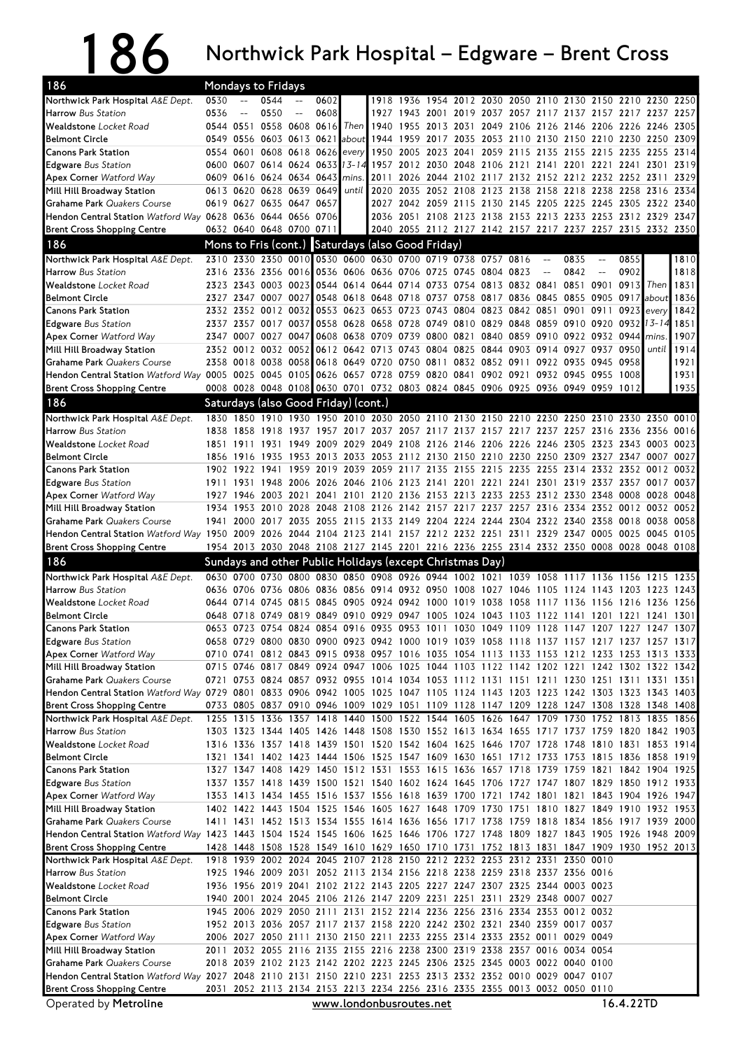# 186 Northwick Park Hospital – Edgware – Brent Cross

## Mondays to Fridays

| 186 | | | | | | | | | | | | | | | | | | |
|---|---|---|---|---|---|---|---|---|---|---|---|---|---|---|---|---|---|---|
| Northwick Park Hospital *A&E Dept.* | 0530 | -- | 0544 | -- | 0602 | | 1918 | 1936 | 1954 | 2012 | 2030 | 2050 | 2110 | 2130 | 2150 | 2210 | 2230 | 2250 |
| Harrow *Bus Station* | 0536 | -- | 0550 | -- | 0608 | | 1927 | 1943 | 2001 | 2019 | 2037 | 2057 | 2117 | 2137 | 2157 | 2217 | 2237 | 2257 |
| Wealdstone *Locket Road* | 0544 | 0551 | 0558 | 0608 | 0616 | Then | 1940 | 1955 | 2013 | 2031 | 2049 | 2106 | 2126 | 2146 | 2206 | 2226 | 2246 | 2305 |
| Belmont Circle | 0549 | 0556 | 0603 | 0613 | 0621 | about | 1944 | 1959 | 2017 | 2035 | 2053 | 2110 | 2130 | 2150 | 2210 | 2230 | 2250 | 2309 |
| Canons Park Station | 0554 | 0601 | 0608 | 0618 | 0626 | every | 1950 | 2005 | 2023 | 2041 | 2059 | 2115 | 2135 | 2155 | 2215 | 2235 | 2255 | 2314 |
| Edgware *Bus Station* | 0600 | 0607 | 0614 | 0624 | 0633 | 13-14 | 1957 | 2012 | 2030 | 2048 | 2106 | 2121 | 2141 | 2201 | 2221 | 2241 | 2301 | 2319 |
| Apex Corner *Watford Way* | 0609 | 0616 | 0624 | 0634 | 0643 | mins. | 2011 | 2026 | 2044 | 2102 | 2117 | 2132 | 2152 | 2212 | 2232 | 2252 | 2311 | 2329 |
| Mill Hill Broadway Station | 0613 | 0620 | 0628 | 0639 | 0649 | until | 2020 | 2035 | 2052 | 2108 | 2123 | 2138 | 2158 | 2218 | 2238 | 2258 | 2316 | 2334 |
| Grahame Park *Quakers Course* | 0619 | 0627 | 0635 | 0647 | 0657 | | 2027 | 2042 | 2059 | 2115 | 2130 | 2145 | 2205 | 2225 | 2245 | 2305 | 2322 | 2340 |
| Hendon Central Station *Watford Way* | 0628 | 0636 | 0644 | 0656 | 0706 | | 2036 | 2051 | 2108 | 2123 | 2138 | 2153 | 2213 | 2233 | 2253 | 2312 | 2329 | 2347 |
| Brent Cross Shopping Centre | 0632 | 0640 | 0648 | 0700 | 0711 | | 2040 | 2055 | 2112 | 2127 | 2142 | 2157 | 2217 | 2237 | 2257 | 2315 | 2332 | 2350 |

## Mons to Fris (cont.) / Saturdays (also Good Friday)

| 186 | Mon–Fri | | | | Sat | | | | | | | | | | | | | | | |
|---|---|---|---|---|---|---|---|---|---|---|---|---|---|---|---|---|---|---|---|---|
| Northwick Park Hospital *A&E Dept.* | 2310 | 2330 | 2350 | 0010 | 0530 | 0600 | 0630 | 0700 | 0719 | 0738 | 0757 | 0816 | -- | 0835 | -- | 0855 | | 1810 |
| Harrow *Bus Station* | 2316 | 2336 | 2356 | 0016 | 0536 | 0606 | 0636 | 0706 | 0725 | 0745 | 0804 | 0823 | -- | 0842 | -- | 0902 | | 1818 |
| Wealdstone *Locket Road* | 2323 | 2343 | 0003 | 0023 | 0544 | 0614 | 0644 | 0714 | 0733 | 0754 | 0813 | 0832 | 0841 | 0851 | 0901 | 0913 | Then | 1831 |
| Belmont Circle | 2327 | 2347 | 0007 | 0027 | 0548 | 0618 | 0648 | 0718 | 0737 | 0758 | 0817 | 0836 | 0845 | 0855 | 0905 | 0917 | about | 1836 |
| Canons Park Station | 2332 | 2352 | 0012 | 0032 | 0553 | 0623 | 0653 | 0723 | 0743 | 0804 | 0823 | 0842 | 0851 | 0901 | 0911 | 0923 | every | 1842 |
| Edgware *Bus Station* | 2337 | 2357 | 0017 | 0037 | 0558 | 0628 | 0658 | 0728 | 0749 | 0810 | 0829 | 0848 | 0859 | 0910 | 0920 | 0932 | 13-14 | 1851 |
| Apex Corner *Watford Way* | 2347 | 0007 | 0027 | 0047 | 0608 | 0638 | 0709 | 0739 | 0800 | 0821 | 0840 | 0859 | 0910 | 0922 | 0932 | 0944 | mins. | 1907 |
| Mill Hill Broadway Station | 2352 | 0012 | 0032 | 0052 | 0612 | 0642 | 0713 | 0743 | 0804 | 0825 | 0844 | 0903 | 0914 | 0927 | 0937 | 0950 | until | 1914 |
| Grahame Park *Quakers Course* | 2358 | 0018 | 0038 | 0058 | 0618 | 0649 | 0720 | 0750 | 0811 | 0832 | 0852 | 0911 | 0922 | 0935 | 0945 | 0958 | | 1921 |
| Hendon Central Station *Watford Way* | 0005 | 0025 | 0045 | 0105 | 0626 | 0657 | 0728 | 0759 | 0820 | 0841 | 0902 | 0921 | 0932 | 0945 | 0955 | 1008 | | 1931 |
| Brent Cross Shopping Centre | 0008 | 0028 | 0048 | 0108 | 0630 | 0701 | 0732 | 0803 | 0824 | 0845 | 0906 | 0925 | 0936 | 0949 | 0959 | 1012 | | 1935 |

## Saturdays (also Good Friday) (cont.)

| 186 | | | | | | | | | | | | | | | | | | |
|---|---|---|---|---|---|---|---|---|---|---|---|---|---|---|---|---|---|---|
| Northwick Park Hospital *A&E Dept.* | 1830 | 1850 | 1910 | 1930 | 1950 | 2010 | 2030 | 2050 | 2110 | 2130 | 2150 | 2210 | 2230 | 2250 | 2310 | 2330 | 2350 | 0010 |
| Harrow *Bus Station* | 1838 | 1858 | 1918 | 1937 | 1957 | 2017 | 2037 | 2057 | 2117 | 2137 | 2157 | 2217 | 2237 | 2257 | 2316 | 2336 | 2356 | 0016 |
| Wealdstone *Locket Road* | 1851 | 1911 | 1931 | 1949 | 2009 | 2029 | 2049 | 2108 | 2126 | 2146 | 2206 | 2226 | 2246 | 2305 | 2323 | 2343 | 0003 | 0023 |
| Belmont Circle | 1856 | 1916 | 1935 | 1953 | 2013 | 2033 | 2053 | 2112 | 2130 | 2150 | 2210 | 2230 | 2250 | 2309 | 2327 | 2347 | 0007 | 0027 |
| Canons Park Station | 1902 | 1922 | 1941 | 1959 | 2019 | 2039 | 2059 | 2117 | 2135 | 2155 | 2215 | 2235 | 2255 | 2314 | 2332 | 2352 | 0012 | 0032 |
| Edgware *Bus Station* | 1911 | 1931 | 1948 | 2006 | 2026 | 2046 | 2106 | 2123 | 2141 | 2201 | 2221 | 2241 | 2301 | 2319 | 2337 | 2357 | 0017 | 0037 |
| Apex Corner *Watford Way* | 1927 | 1946 | 2003 | 2021 | 2041 | 2101 | 2120 | 2136 | 2153 | 2213 | 2233 | 2253 | 2312 | 2330 | 2348 | 0008 | 0028 | 0048 |
| Mill Hill Broadway Station | 1934 | 1953 | 2010 | 2028 | 2048 | 2108 | 2126 | 2142 | 2157 | 2217 | 2237 | 2257 | 2316 | 2334 | 2352 | 0012 | 0032 | 0052 |
| Grahame Park *Quakers Course* | 1941 | 2000 | 2017 | 2035 | 2055 | 2115 | 2133 | 2149 | 2204 | 2224 | 2244 | 2304 | 2322 | 2340 | 2358 | 0018 | 0038 | 0058 |
| Hendon Central Station *Watford Way* | 1950 | 2009 | 2026 | 2044 | 2104 | 2123 | 2141 | 2157 | 2212 | 2232 | 2251 | 2311 | 2329 | 2347 | 0005 | 0025 | 0045 | 0105 |
| Brent Cross Shopping Centre | 1954 | 2013 | 2030 | 2048 | 2108 | 2127 | 2145 | 2201 | 2216 | 2236 | 2255 | 2314 | 2332 | 2350 | 0008 | 0028 | 0048 | 0108 |

## Sundays and other Public Holidays (except Christmas Day)

| 186 | | | | | | | | | | | | | | | | | | |
|---|---|---|---|---|---|---|---|---|---|---|---|---|---|---|---|---|---|---|
| Northwick Park Hospital *A&E Dept.* | 0630 | 0700 | 0730 | 0800 | 0830 | 0850 | 0908 | 0926 | 0944 | 1002 | 1021 | 1039 | 1058 | 1117 | 1136 | 1156 | 1215 | 1235 |
| Harrow *Bus Station* | 0636 | 0706 | 0736 | 0806 | 0836 | 0856 | 0914 | 0932 | 0950 | 1008 | 1027 | 1046 | 1105 | 1124 | 1143 | 1203 | 1223 | 1243 |
| Wealdstone *Locket Road* | 0644 | 0714 | 0745 | 0815 | 0845 | 0905 | 0924 | 0942 | 1000 | 1019 | 1038 | 1058 | 1117 | 1136 | 1156 | 1216 | 1236 | 1256 |
| Belmont Circle | 0648 | 0718 | 0749 | 0819 | 0849 | 0910 | 0929 | 0947 | 1005 | 1024 | 1043 | 1103 | 1122 | 1141 | 1201 | 1221 | 1241 | 1301 |
| Canons Park Station | 0653 | 0723 | 0754 | 0824 | 0854 | 0916 | 0935 | 0953 | 1011 | 1030 | 1049 | 1109 | 1128 | 1147 | 1207 | 1227 | 1247 | 1307 |
| Edgware *Bus Station* | 0658 | 0729 | 0800 | 0830 | 0900 | 0923 | 0942 | 1000 | 1019 | 1039 | 1058 | 1118 | 1137 | 1157 | 1217 | 1237 | 1257 | 1317 |
| Apex Corner *Watford Way* | 0710 | 0741 | 0812 | 0843 | 0915 | 0938 | 0957 | 1016 | 1035 | 1054 | 1113 | 1133 | 1153 | 1212 | 1233 | 1253 | 1313 | 1333 |
| Mill Hill Broadway Station | 0715 | 0746 | 0817 | 0849 | 0924 | 0947 | 1006 | 1025 | 1044 | 1103 | 1122 | 1142 | 1202 | 1221 | 1242 | 1302 | 1322 | 1342 |
| Grahame Park *Quakers Course* | 0721 | 0753 | 0824 | 0857 | 0932 | 0955 | 1014 | 1034 | 1053 | 1112 | 1131 | 1151 | 1211 | 1230 | 1251 | 1311 | 1331 | 1351 |
| Hendon Central Station *Watford Way* | 0729 | 0801 | 0833 | 0906 | 0942 | 1005 | 1025 | 1047 | 1105 | 1124 | 1143 | 1203 | 1223 | 1242 | 1303 | 1323 | 1343 | 1403 |
| Brent Cross Shopping Centre | 0733 | 0805 | 0837 | 0910 | 0946 | 1009 | 1029 | 1051 | 1109 | 1128 | 1147 | 1209 | 1228 | 1247 | 1308 | 1328 | 1348 | 1408 |
| Northwick Park Hospital *A&E Dept.* | 1255 | 1315 | 1336 | 1357 | 1418 | 1440 | 1500 | 1522 | 1544 | 1605 | 1626 | 1647 | 1709 | 1730 | 1752 | 1813 | 1835 | 1856 |
| Harrow *Bus Station* | 1303 | 1323 | 1344 | 1405 | 1426 | 1448 | 1508 | 1530 | 1552 | 1613 | 1634 | 1655 | 1717 | 1737 | 1759 | 1820 | 1842 | 1903 |
| Wealdstone *Locket Road* | 1316 | 1336 | 1357 | 1418 | 1439 | 1501 | 1520 | 1542 | 1604 | 1625 | 1646 | 1707 | 1728 | 1748 | 1810 | 1831 | 1853 | 1914 |
| Belmont Circle | 1321 | 1341 | 1402 | 1423 | 1444 | 1506 | 1525 | 1547 | 1609 | 1630 | 1651 | 1712 | 1733 | 1753 | 1815 | 1836 | 1858 | 1919 |
| Canons Park Station | 1327 | 1347 | 1408 | 1429 | 1450 | 1512 | 1531 | 1553 | 1615 | 1636 | 1657 | 1718 | 1739 | 1759 | 1821 | 1842 | 1904 | 1925 |
| Edgware *Bus Station* | 1337 | 1357 | 1418 | 1439 | 1500 | 1521 | 1540 | 1602 | 1624 | 1645 | 1706 | 1727 | 1747 | 1807 | 1829 | 1850 | 1912 | 1933 |
| Apex Corner *Watford Way* | 1353 | 1413 | 1434 | 1455 | 1516 | 1537 | 1556 | 1618 | 1639 | 1700 | 1721 | 1742 | 1801 | 1821 | 1843 | 1904 | 1926 | 1947 |
| Mill Hill Broadway Station | 1402 | 1422 | 1443 | 1504 | 1525 | 1546 | 1605 | 1627 | 1648 | 1709 | 1730 | 1751 | 1810 | 1827 | 1849 | 1910 | 1932 | 1953 |
| Grahame Park *Quakers Course* | 1411 | 1431 | 1452 | 1513 | 1534 | 1555 | 1614 | 1636 | 1656 | 1717 | 1738 | 1759 | 1818 | 1834 | 1856 | 1917 | 1939 | 2000 |
| Hendon Central Station *Watford Way* | 1423 | 1443 | 1504 | 1524 | 1545 | 1606 | 1625 | 1646 | 1706 | 1727 | 1748 | 1809 | 1827 | 1843 | 1905 | 1926 | 1948 | 2009 |
| Brent Cross Shopping Centre | 1428 | 1448 | 1508 | 1528 | 1549 | 1610 | 1629 | 1650 | 1710 | 1731 | 1752 | 1813 | 1831 | 1847 | 1909 | 1930 | 1952 | 2013 |
| Northwick Park Hospital *A&E Dept.* | 1918 | 1939 | 2002 | 2024 | 2045 | 2107 | 2128 | 2150 | 2212 | 2232 | 2253 | 2312 | 2331 | 2350 | 0010 | | | |
| Harrow *Bus Station* | 1925 | 1946 | 2009 | 2031 | 2052 | 2113 | 2134 | 2156 | 2218 | 2238 | 2259 | 2318 | 2337 | 2356 | 0016 | | | |
| Wealdstone *Locket Road* | 1936 | 1956 | 2019 | 2041 | 2102 | 2122 | 2143 | 2205 | 2227 | 2247 | 2307 | 2325 | 2344 | 0003 | 0023 | | | |
| Belmont Circle | 1940 | 2001 | 2024 | 2045 | 2106 | 2126 | 2147 | 2209 | 2231 | 2251 | 2311 | 2329 | 2348 | 0007 | 0027 | | | |
| Canons Park Station | 1945 | 2006 | 2029 | 2050 | 2111 | 2131 | 2152 | 2214 | 2236 | 2256 | 2316 | 2334 | 2353 | 0012 | 0032 | | | |
| Edgware *Bus Station* | 1952 | 2013 | 2036 | 2057 | 2117 | 2137 | 2158 | 2220 | 2242 | 2302 | 2321 | 2340 | 2359 | 0017 | 0037 | | | |
| Apex Corner *Watford Way* | 2006 | 2027 | 2050 | 2111 | 2130 | 2150 | 2211 | 2233 | 2255 | 2314 | 2333 | 2352 | 0011 | 0029 | 0049 | | | |
| Mill Hill Broadway Station | 2011 | 2032 | 2055 | 2116 | 2135 | 2155 | 2216 | 2238 | 2300 | 2319 | 2338 | 2357 | 0016 | 0034 | 0054 | | | |
| Grahame Park *Quakers Course* | 2018 | 2039 | 2102 | 2123 | 2142 | 2202 | 2223 | 2245 | 2306 | 2325 | 2345 | 0003 | 0022 | 0040 | 0100 | | | |
| Hendon Central Station *Watford Way* | 2027 | 2048 | 2110 | 2131 | 2150 | 2210 | 2231 | 2253 | 2313 | 2332 | 2352 | 0010 | 0029 | 0047 | 0107 | | | |
| Brent Cross Shopping Centre | 2031 | 2052 | 2113 | 2134 | 2153 | 2213 | 2234 | 2256 | 2316 | 2335 | 2355 | 0013 | 0032 | 0050 | 0110 | | | |

Operated by **Metroline** www.londonbusroutes.net 16.4.22TD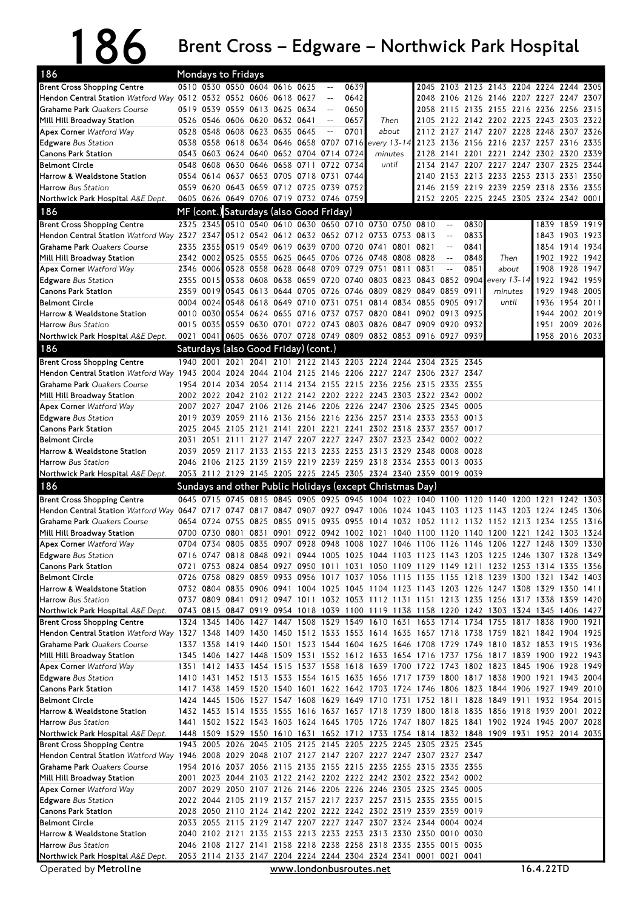# 186 Brent Cross – Edgware – Northwick Park Hospital

## Mondays to Fridays

| 186 | | | | | | | | | | | | | | | | | | | |
|---|---|---|---|---|---|---|---|---|---|---|---|---|---|---|---|---|---|---|---|
| Brent Cross Shopping Centre | 0510 | 0530 | 0550 | 0604 | 0616 | 0625 | -- | 0639 | | 2045 | 2103 | 2123 | 2143 | 2204 | 2224 | 2244 | 2305 | 2325 | 2345 |
| Hendon Central Station *Watford Way* | 0512 | 0532 | 0552 | 0606 | 0618 | 0627 | -- | 0642 | | 2048 | 2106 | 2126 | 2146 | 2207 | 2227 | 2247 | 2307 | 2327 | 2347 |
| Grahame Park *Quakers Course* | 0519 | 0539 | 0559 | 0613 | 0625 | 0634 | -- | 0650 | | 2058 | 2115 | 2135 | 2155 | 2216 | 2236 | 2256 | 2315 | 2335 | 2355 |
| Mill Hill Broadway Station | 0526 | 0546 | 0606 | 0620 | 0632 | 0641 | -- | 0657 | *Then* | 2105 | 2122 | 2142 | 2202 | 2223 | 2243 | 2303 | 2322 | 2342 | 0002 |
| Apex Corner *Watford Way* | 0528 | 0548 | 0608 | 0623 | 0635 | 0645 | -- | 0701 | *about* | 2112 | 2127 | 2147 | 2207 | 2228 | 2248 | 2307 | 2326 | 2346 | 0006 |
| Edgware *Bus Station* | 0538 | 0558 | 0618 | 0634 | 0646 | 0658 | 0707 | 0716 | *every 13-14* | 2123 | 2136 | 2156 | 2216 | 2237 | 2257 | 2316 | 2335 | 2355 | 0015 |
| Canons Park Station | 0543 | 0603 | 0624 | 0640 | 0652 | 0704 | 0714 | 0724 | *minutes* | 2128 | 2141 | 2201 | 2221 | 2242 | 2302 | 2320 | 2339 | 2359 | 0019 |
| Belmont Circle | 0548 | 0608 | 0630 | 0646 | 0658 | 0711 | 0722 | 0734 | *until* | 2134 | 2147 | 2207 | 2227 | 2247 | 2307 | 2325 | 2344 | 0004 | 0024 |
| Harrow & Wealdstone Station | 0554 | 0614 | 0637 | 0653 | 0705 | 0718 | 0731 | 0744 | | 2140 | 2153 | 2213 | 2233 | 2253 | 2313 | 2331 | 2350 | 0010 | 0030 |
| Harrow *Bus Station* | 0559 | 0620 | 0643 | 0659 | 0712 | 0725 | 0739 | 0752 | | 2146 | 2159 | 2219 | 2239 | 2259 | 2318 | 2336 | 2355 | 0015 | 0035 |
| Northwick Park Hospital *A&E Dept.* | 0605 | 0626 | 0649 | 0706 | 0719 | 0732 | 0746 | 0759 | | 2152 | 2205 | 2225 | 2245 | 2305 | 2324 | 2342 | 0001 | 0021 | 0041 |

## Saturdays (also Good Friday)

| 186 | | | | | | | | | | | | | | | |
|---|---|---|---|---|---|---|---|---|---|---|---|---|---|---|---|
| Brent Cross Shopping Centre | 0510 | 0540 | 0610 | 0630 | 0650 | 0710 | 0730 | 0750 | 0810 | -- | 0830 | | 1839 | 1859 | 1919 |
| Hendon Central Station *Watford Way* | 0512 | 0542 | 0612 | 0632 | 0652 | 0712 | 0733 | 0753 | 0813 | -- | 0833 | | 1843 | 1903 | 1923 |
| Grahame Park *Quakers Course* | 0519 | 0549 | 0619 | 0639 | 0700 | 0720 | 0741 | 0801 | 0821 | -- | 0841 | | 1854 | 1914 | 1934 |
| Mill Hill Broadway Station | 0525 | 0555 | 0625 | 0645 | 0706 | 0726 | 0748 | 0808 | 0828 | -- | 0848 | *Then* | 1902 | 1922 | 1942 |
| Apex Corner *Watford Way* | 0528 | 0558 | 0628 | 0648 | 0709 | 0729 | 0751 | 0811 | 0831 | -- | 0851 | *about* | 1908 | 1928 | 1947 |
| Edgware *Bus Station* | 0538 | 0608 | 0638 | 0659 | 0720 | 0740 | 0803 | 0823 | 0843 | 0852 | 0904 | *every 13-14* | 1922 | 1942 | 1959 |
| Canons Park Station | 0543 | 0613 | 0644 | 0705 | 0726 | 0746 | 0809 | 0829 | 0849 | 0859 | 0911 | *minutes* | 1929 | 1948 | 2005 |
| Belmont Circle | 0548 | 0618 | 0649 | 0710 | 0731 | 0751 | 0814 | 0834 | 0855 | 0905 | 0917 | *until* | 1936 | 1954 | 2011 |
| Harrow & Wealdstone Station | 0554 | 0624 | 0655 | 0716 | 0737 | 0757 | 0820 | 0841 | 0902 | 0913 | 0925 | | 1944 | 2002 | 2019 |
| Harrow *Bus Station* | 0559 | 0630 | 0701 | 0722 | 0743 | 0803 | 0826 | 0847 | 0909 | 0920 | 0932 | | 1951 | 2009 | 2026 |
| Northwick Park Hospital *A&E Dept.* | 0605 | 0636 | 0707 | 0728 | 0749 | 0809 | 0832 | 0853 | 0916 | 0927 | 0939 | | 1958 | 2016 | 2033 |

## Saturdays (also Good Friday) (cont.)

| 186 | | | | | | | | | | | | | |
|---|---|---|---|---|---|---|---|---|---|---|---|---|---|
| Brent Cross Shopping Centre | 1940 | 2001 | 2021 | 2041 | 2101 | 2122 | 2143 | 2203 | 2224 | 2244 | 2304 | 2325 | 2345 |
| Hendon Central Station *Watford Way* | 1943 | 2004 | 2024 | 2044 | 2104 | 2125 | 2146 | 2206 | 2227 | 2247 | 2306 | 2327 | 2347 |
| Grahame Park *Quakers Course* | 1954 | 2014 | 2034 | 2054 | 2114 | 2134 | 2155 | 2215 | 2236 | 2256 | 2315 | 2335 | 2355 |
| Mill Hill Broadway Station | 2002 | 2022 | 2042 | 2102 | 2122 | 2142 | 2202 | 2222 | 2243 | 2303 | 2322 | 2342 | 0002 |
| Apex Corner *Watford Way* | 2007 | 2027 | 2047 | 2106 | 2126 | 2146 | 2206 | 2226 | 2247 | 2306 | 2325 | 2345 | 0005 |
| Edgware *Bus Station* | 2019 | 2039 | 2059 | 2116 | 2136 | 2156 | 2216 | 2236 | 2257 | 2314 | 2333 | 2353 | 0013 |
| Canons Park Station | 2025 | 2045 | 2105 | 2121 | 2141 | 2201 | 2221 | 2241 | 2302 | 2318 | 2337 | 2357 | 0017 |
| Belmont Circle | 2031 | 2051 | 2111 | 2127 | 2147 | 2207 | 2227 | 2247 | 2307 | 2323 | 2342 | 0002 | 0022 |
| Harrow & Wealdstone Station | 2039 | 2059 | 2117 | 2133 | 2153 | 2213 | 2233 | 2253 | 2313 | 2329 | 2348 | 0008 | 0028 |
| Harrow *Bus Station* | 2046 | 2106 | 2123 | 2139 | 2159 | 2219 | 2239 | 2259 | 2318 | 2334 | 2353 | 0013 | 0033 |
| Northwick Park Hospital *A&E Dept.* | 2053 | 2112 | 2129 | 2145 | 2205 | 2225 | 2245 | 2305 | 2324 | 2340 | 2359 | 0019 | 0039 |

## Sundays and other Public Holidays (except Christmas Day)

| 186 | | | | | | | | | | | | | | | | | | |
|---|---|---|---|---|---|---|---|---|---|---|---|---|---|---|---|---|---|---|
| Brent Cross Shopping Centre | 0645 | 0715 | 0745 | 0815 | 0845 | 0905 | 0925 | 0945 | 1004 | 1022 | 1040 | 1100 | 1120 | 1140 | 1200 | 1221 | 1242 | 1303 |
| Hendon Central Station *Watford Way* | 0647 | 0717 | 0747 | 0817 | 0847 | 0907 | 0927 | 0947 | 1006 | 1024 | 1043 | 1103 | 1123 | 1143 | 1203 | 1224 | 1245 | 1306 |
| Grahame Park *Quakers Course* | 0654 | 0724 | 0755 | 0825 | 0855 | 0915 | 0935 | 0955 | 1014 | 1032 | 1052 | 1112 | 1132 | 1152 | 1213 | 1234 | 1255 | 1316 |
| Mill Hill Broadway Station | 0700 | 0730 | 0801 | 0831 | 0901 | 0922 | 0942 | 1002 | 1021 | 1040 | 1100 | 1120 | 1140 | 1200 | 1221 | 1242 | 1303 | 1324 |
| Apex Corner *Watford Way* | 0704 | 0734 | 0805 | 0835 | 0907 | 0928 | 0948 | 1008 | 1027 | 1046 | 1106 | 1126 | 1146 | 1206 | 1227 | 1248 | 1309 | 1330 |
| Edgware *Bus Station* | 0716 | 0747 | 0818 | 0848 | 0921 | 0944 | 1005 | 1025 | 1044 | 1103 | 1123 | 1143 | 1203 | 1225 | 1246 | 1307 | 1328 | 1349 |
| Canons Park Station | 0721 | 0753 | 0824 | 0854 | 0927 | 0950 | 1011 | 1031 | 1050 | 1109 | 1129 | 1149 | 1211 | 1232 | 1253 | 1314 | 1335 | 1356 |
| Belmont Circle | 0726 | 0758 | 0829 | 0859 | 0933 | 0956 | 1017 | 1037 | 1056 | 1115 | 1135 | 1155 | 1218 | 1239 | 1300 | 1321 | 1342 | 1403 |
| Harrow & Wealdstone Station | 0732 | 0804 | 0835 | 0906 | 0941 | 1004 | 1025 | 1045 | 1104 | 1123 | 1143 | 1203 | 1226 | 1247 | 1308 | 1329 | 1350 | 1411 |
| Harrow *Bus Station* | 0737 | 0809 | 0841 | 0912 | 0947 | 1011 | 1032 | 1053 | 1112 | 1131 | 1151 | 1213 | 1235 | 1256 | 1317 | 1338 | 1359 | 1420 |
| Northwick Park Hospital *A&E Dept.* | 0743 | 0815 | 0847 | 0919 | 0954 | 1018 | 1039 | 1100 | 1119 | 1138 | 1158 | 1220 | 1242 | 1303 | 1324 | 1345 | 1406 | 1427 |

| | | | | | | | | | | | | | | | | | | |
|---|---|---|---|---|---|---|---|---|---|---|---|---|---|---|---|---|---|---|
| Brent Cross Shopping Centre | 1324 | 1345 | 1406 | 1427 | 1447 | 1508 | 1529 | 1549 | 1610 | 1631 | 1653 | 1714 | 1734 | 1755 | 1817 | 1838 | 1900 | 1921 |
| Hendon Central Station *Watford Way* | 1327 | 1348 | 1409 | 1430 | 1450 | 1512 | 1533 | 1553 | 1614 | 1635 | 1657 | 1718 | 1738 | 1759 | 1821 | 1842 | 1904 | 1925 |
| Grahame Park *Quakers Course* | 1337 | 1358 | 1419 | 1440 | 1501 | 1523 | 1544 | 1604 | 1625 | 1646 | 1708 | 1729 | 1749 | 1810 | 1832 | 1853 | 1915 | 1936 |
| Mill Hill Broadway Station | 1345 | 1406 | 1427 | 1448 | 1509 | 1531 | 1552 | 1612 | 1633 | 1654 | 1716 | 1737 | 1756 | 1817 | 1839 | 1900 | 1922 | 1943 |
| Apex Corner *Watford Way* | 1351 | 1412 | 1433 | 1454 | 1515 | 1537 | 1558 | 1618 | 1639 | 1700 | 1722 | 1743 | 1802 | 1823 | 1845 | 1906 | 1928 | 1949 |
| Edgware *Bus Station* | 1410 | 1431 | 1452 | 1513 | 1533 | 1554 | 1615 | 1635 | 1656 | 1717 | 1739 | 1800 | 1817 | 1838 | 1900 | 1921 | 1943 | 2004 |
| Canons Park Station | 1417 | 1438 | 1459 | 1520 | 1540 | 1601 | 1622 | 1642 | 1703 | 1724 | 1746 | 1806 | 1823 | 1844 | 1906 | 1927 | 1949 | 2010 |
| Belmont Circle | 1424 | 1445 | 1506 | 1527 | 1547 | 1608 | 1629 | 1649 | 1710 | 1731 | 1752 | 1811 | 1828 | 1849 | 1911 | 1932 | 1954 | 2015 |
| Harrow & Wealdstone Station | 1432 | 1453 | 1514 | 1535 | 1555 | 1616 | 1637 | 1657 | 1718 | 1739 | 1800 | 1818 | 1835 | 1856 | 1918 | 1939 | 2001 | 2022 |
| Harrow *Bus Station* | 1441 | 1502 | 1522 | 1543 | 1603 | 1624 | 1645 | 1705 | 1726 | 1747 | 1807 | 1825 | 1841 | 1902 | 1924 | 1945 | 2007 | 2028 |
| Northwick Park Hospital *A&E Dept.* | 1448 | 1509 | 1529 | 1550 | 1610 | 1631 | 1652 | 1712 | 1733 | 1754 | 1814 | 1832 | 1848 | 1909 | 1931 | 1952 | 2014 | 2035 |

| | | | | | | | | | | | | | |
|---|---|---|---|---|---|---|---|---|---|---|---|---|---|
| Brent Cross Shopping Centre | 1943 | 2005 | 2026 | 2045 | 2105 | 2125 | 2145 | 2205 | 2225 | 2245 | 2305 | 2325 | 2345 |
| Hendon Central Station *Watford Way* | 1946 | 2008 | 2029 | 2048 | 2107 | 2127 | 2147 | 2207 | 2227 | 2247 | 2307 | 2327 | 2347 |
| Grahame Park *Quakers Course* | 1954 | 2016 | 2037 | 2056 | 2115 | 2135 | 2155 | 2215 | 2235 | 2255 | 2315 | 2335 | 2355 |
| Mill Hill Broadway Station | 2001 | 2023 | 2044 | 2103 | 2122 | 2142 | 2202 | 2222 | 2242 | 2302 | 2322 | 2342 | 0002 |
| Apex Corner *Watford Way* | 2007 | 2029 | 2050 | 2107 | 2126 | 2146 | 2206 | 2226 | 2246 | 2305 | 2325 | 2345 | 0005 |
| Edgware *Bus Station* | 2022 | 2044 | 2105 | 2119 | 2137 | 2157 | 2217 | 2237 | 2257 | 2315 | 2335 | 2355 | 0015 |
| Canons Park Station | 2028 | 2050 | 2110 | 2124 | 2142 | 2202 | 2222 | 2242 | 2302 | 2319 | 2339 | 2359 | 0019 |
| Belmont Circle | 2033 | 2055 | 2115 | 2129 | 2147 | 2207 | 2227 | 2247 | 2307 | 2324 | 2344 | 0004 | 0024 |
| Harrow & Wealdstone Station | 2040 | 2102 | 2121 | 2135 | 2153 | 2213 | 2233 | 2253 | 2313 | 2330 | 2350 | 0010 | 0030 |
| Harrow *Bus Station* | 2046 | 2108 | 2127 | 2141 | 2158 | 2218 | 2238 | 2258 | 2318 | 2335 | 2355 | 0015 | 0035 |
| Northwick Park Hospital *A&E Dept.* | 2053 | 2114 | 2133 | 2147 | 2204 | 2224 | 2244 | 2304 | 2324 | 2341 | 0001 | 0021 | 0041 |

Operated by **Metroline**  www.londonbusroutes.net  16.4.22TD